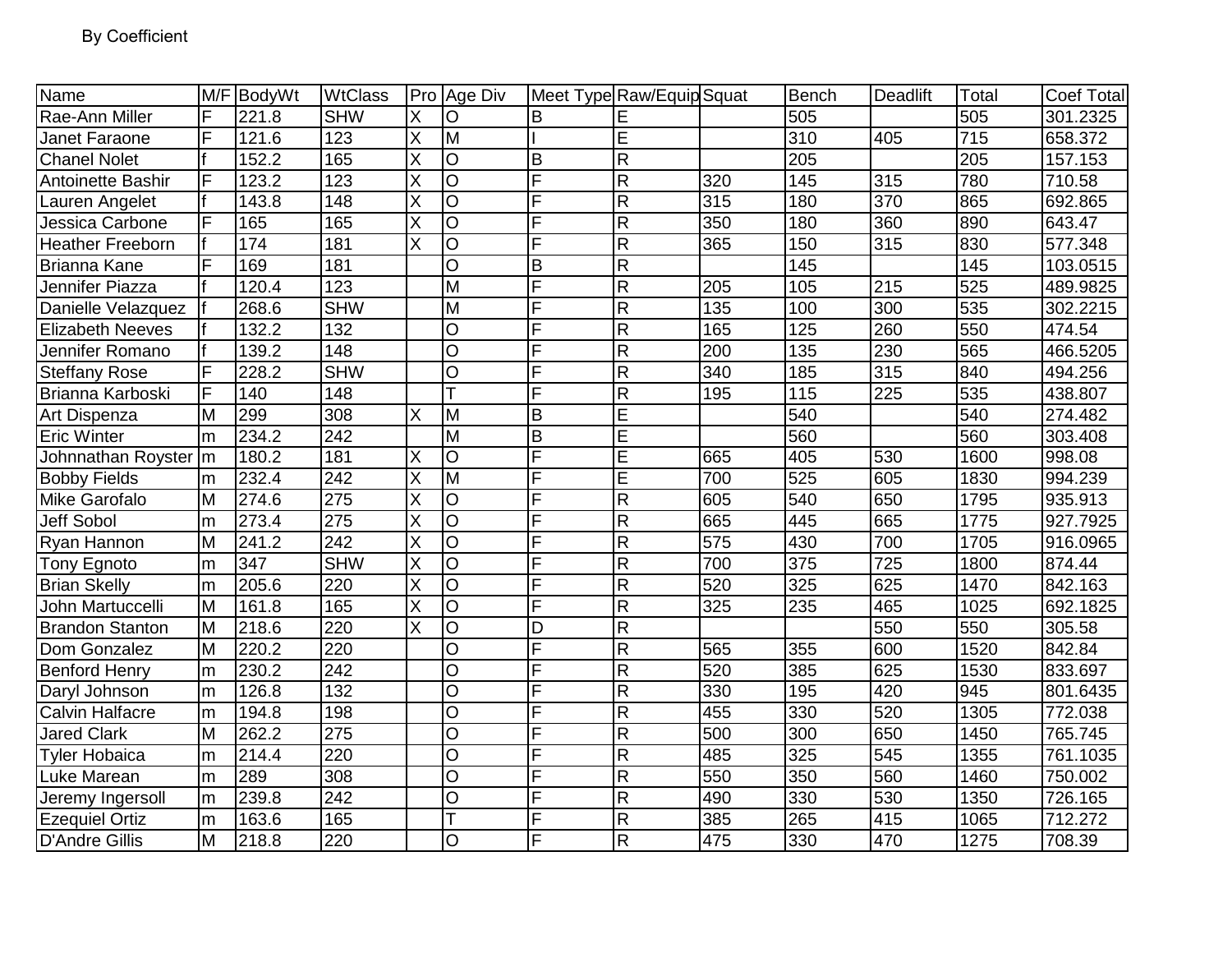By Coefficient

| Name | M/F | BodyWt | WtClass | Pro | Age Div | Meet Type | Raw/Equip | Squat | Bench | Deadlift | Total | Coef Total |
|---|---|---|---|---|---|---|---|---|---|---|---|---|
| Rae-Ann Miller | F | 221.8 | SHW | X | O | B | E | | 505 | | 505 | 301.2325 |
| Janet Faraone | F | 121.6 | 123 | X | M | I | E | | 310 | 405 | 715 | 658.372 |
| Chanel Nolet | f | 152.2 | 165 | X | O | B | R | | 205 | | 205 | 157.153 |
| Antoinette Bashir | F | 123.2 | 123 | X | O | F | R | 320 | 145 | 315 | 780 | 710.58 |
| Lauren Angelet | f | 143.8 | 148 | X | O | F | R | 315 | 180 | 370 | 865 | 692.865 |
| Jessica Carbone | F | 165 | 165 | X | O | F | R | 350 | 180 | 360 | 890 | 643.47 |
| Heather Freeborn | f | 174 | 181 | X | O | F | R | 365 | 150 | 315 | 830 | 577.348 |
| Brianna Kane | F | 169 | 181 | | O | B | R | | 145 | | 145 | 103.0515 |
| Jennifer Piazza | f | 120.4 | 123 | | M | F | R | 205 | 105 | 215 | 525 | 489.9825 |
| Danielle Velazquez | f | 268.6 | SHW | | M | F | R | 135 | 100 | 300 | 535 | 302.2215 |
| Elizabeth Neeves | f | 132.2 | 132 | | O | F | R | 165 | 125 | 260 | 550 | 474.54 |
| Jennifer Romano | f | 139.2 | 148 | | O | F | R | 200 | 135 | 230 | 565 | 466.5205 |
| Steffany Rose | F | 228.2 | SHW | | O | F | R | 340 | 185 | 315 | 840 | 494.256 |
| Brianna Karboski | F | 140 | 148 | | T | F | R | 195 | 115 | 225 | 535 | 438.807 |
| Art Dispenza | M | 299 | 308 | X | M | B | E | | 540 | | 540 | 274.482 |
| Eric Winter | m | 234.2 | 242 | | M | B | E | | 560 | | 560 | 303.408 |
| Johnnathan Royster | m | 180.2 | 181 | X | O | F | E | 665 | 405 | 530 | 1600 | 998.08 |
| Bobby Fields | m | 232.4 | 242 | X | M | F | E | 700 | 525 | 605 | 1830 | 994.239 |
| Mike Garofalo | M | 274.6 | 275 | X | O | F | R | 605 | 540 | 650 | 1795 | 935.913 |
| Jeff Sobol | m | 273.4 | 275 | X | O | F | R | 665 | 445 | 665 | 1775 | 927.7925 |
| Ryan Hannon | M | 241.2 | 242 | X | O | F | R | 575 | 430 | 700 | 1705 | 916.0965 |
| Tony Egnoto | m | 347 | SHW | X | O | F | R | 700 | 375 | 725 | 1800 | 874.44 |
| Brian Skelly | m | 205.6 | 220 | X | O | F | R | 520 | 325 | 625 | 1470 | 842.163 |
| John Martuccelli | M | 161.8 | 165 | X | O | F | R | 325 | 235 | 465 | 1025 | 692.1825 |
| Brandon Stanton | M | 218.6 | 220 | X | O | D | R | | | 550 | 550 | 305.58 |
| Dom Gonzalez | M | 220.2 | 220 | | O | F | R | 565 | 355 | 600 | 1520 | 842.84 |
| Benford Henry | m | 230.2 | 242 | | O | F | R | 520 | 385 | 625 | 1530 | 833.697 |
| Daryl Johnson | m | 126.8 | 132 | | O | F | R | 330 | 195 | 420 | 945 | 801.6435 |
| Calvin Halfacre | m | 194.8 | 198 | | O | F | R | 455 | 330 | 520 | 1305 | 772.038 |
| Jared Clark | M | 262.2 | 275 | | O | F | R | 500 | 300 | 650 | 1450 | 765.745 |
| Tyler Hobaica | m | 214.4 | 220 | | O | F | R | 485 | 325 | 545 | 1355 | 761.1035 |
| Luke Marean | m | 289 | 308 | | O | F | R | 550 | 350 | 560 | 1460 | 750.002 |
| Jeremy Ingersoll | m | 239.8 | 242 | | O | F | R | 490 | 330 | 530 | 1350 | 726.165 |
| Ezequiel Ortiz | m | 163.6 | 165 | | T | F | R | 385 | 265 | 415 | 1065 | 712.272 |
| D'Andre Gillis | M | 218.8 | 220 | | O | F | R | 475 | 330 | 470 | 1275 | 708.39 |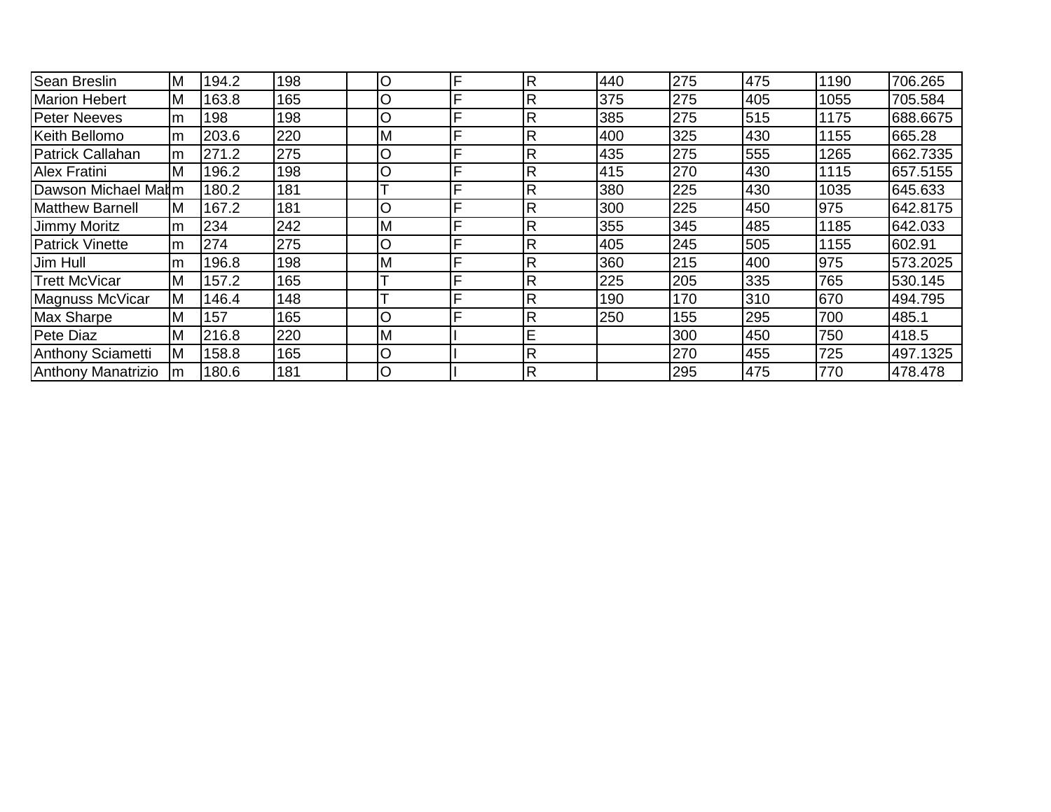| | | | | | | | | | | | | |
|---|---|---|---|---|---|---|---|---|---|---|---|---|
| Sean Breslin | M | 194.2 | 198 | | O | F | R | 440 | 275 | 475 | 1190 | 706.265 |
| Marion Hebert | M | 163.8 | 165 | | O | F | R | 375 | 275 | 405 | 1055 | 705.584 |
| Peter Neeves | m | 198 | 198 | | O | F | R | 385 | 275 | 515 | 1175 | 688.6675 |
| Keith Bellomo | m | 203.6 | 220 | | M | F | R | 400 | 325 | 430 | 1155 | 665.28 |
| Patrick Callahan | m | 271.2 | 275 | | O | F | R | 435 | 275 | 555 | 1265 | 662.7335 |
| Alex Fratini | M | 196.2 | 198 | | O | F | R | 415 | 270 | 430 | 1115 | 657.5155 |
| Dawson Michael Mab | m | 180.2 | 181 | | T | F | R | 380 | 225 | 430 | 1035 | 645.633 |
| Matthew Barnell | M | 167.2 | 181 | | O | F | R | 300 | 225 | 450 | 975 | 642.8175 |
| Jimmy Moritz | m | 234 | 242 | | M | F | R | 355 | 345 | 485 | 1185 | 642.033 |
| Patrick Vinette | m | 274 | 275 | | O | F | R | 405 | 245 | 505 | 1155 | 602.91 |
| Jim Hull | m | 196.8 | 198 | | M | F | R | 360 | 215 | 400 | 975 | 573.2025 |
| Trett McVicar | M | 157.2 | 165 | | T | F | R | 225 | 205 | 335 | 765 | 530.145 |
| Magnuss McVicar | M | 146.4 | 148 | | T | F | R | 190 | 170 | 310 | 670 | 494.795 |
| Max Sharpe | M | 157 | 165 | | O | F | R | 250 | 155 | 295 | 700 | 485.1 |
| Pete Diaz | M | 216.8 | 220 | | M | I | E | | 300 | 450 | 750 | 418.5 |
| Anthony Sciametti | M | 158.8 | 165 | | O | I | R | | 270 | 455 | 725 | 497.1325 |
| Anthony Manatrizio | m | 180.6 | 181 | | O | I | R | | 295 | 475 | 770 | 478.478 |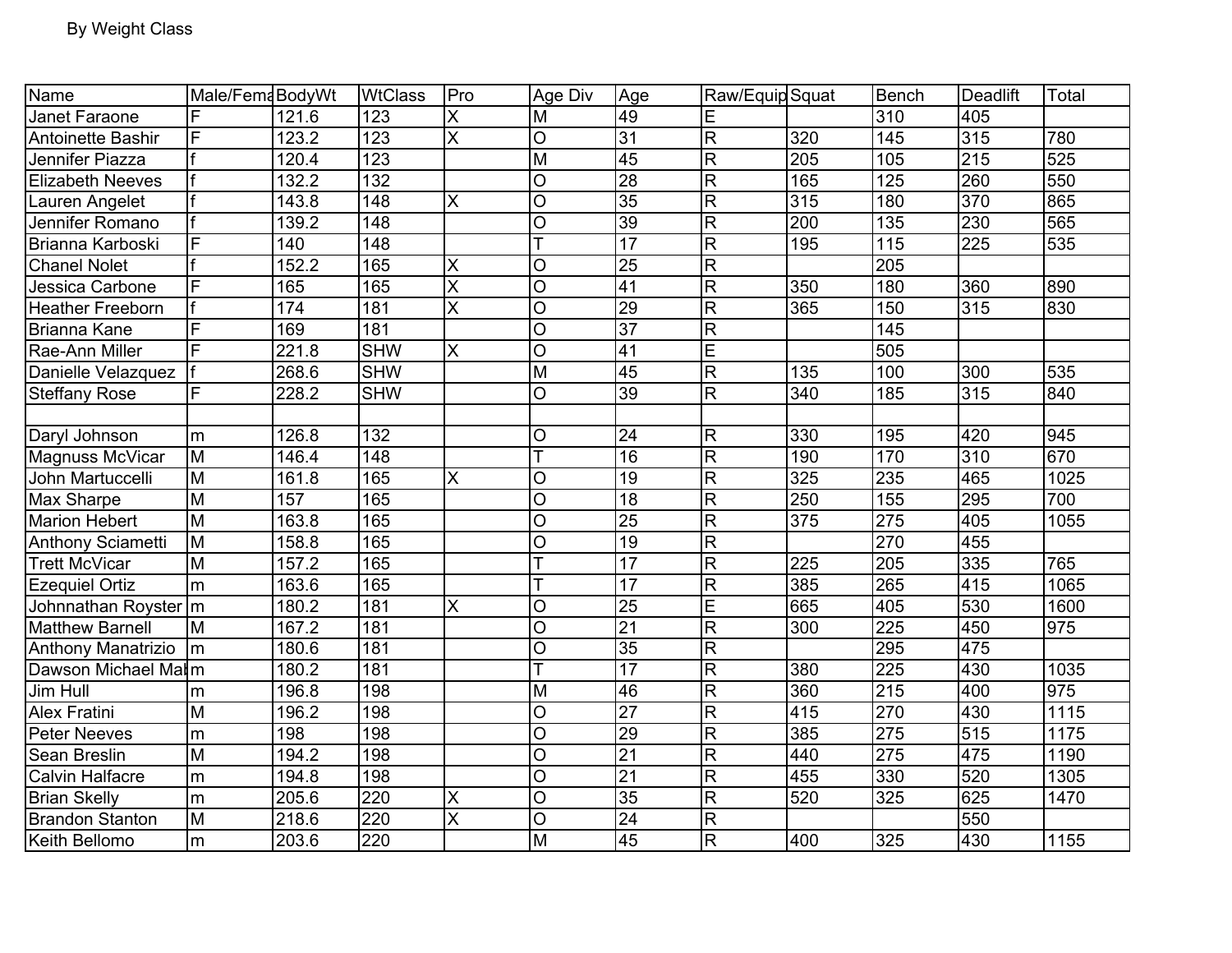By Weight Class

| Name | Male/Fema | BodyWt | WtClass | Pro | Age Div | Age | Raw/Equip | Squat | Bench | Deadlift | Total |
|---|---|---|---|---|---|---|---|---|---|---|---|
| Janet Faraone | F | 121.6 | 123 | X | M | 49 | E | | 310 | 405 | |
| Antoinette Bashir | F | 123.2 | 123 | X | O | 31 | R | 320 | 145 | 315 | 780 |
| Jennifer Piazza | f | 120.4 | 123 | | M | 45 | R | 205 | 105 | 215 | 525 |
| Elizabeth Neeves | f | 132.2 | 132 | | O | 28 | R | 165 | 125 | 260 | 550 |
| Lauren Angelet | f | 143.8 | 148 | X | O | 35 | R | 315 | 180 | 370 | 865 |
| Jennifer Romano | f | 139.2 | 148 | | O | 39 | R | 200 | 135 | 230 | 565 |
| Brianna Karboski | F | 140 | 148 | | T | 17 | R | 195 | 115 | 225 | 535 |
| Chanel Nolet | f | 152.2 | 165 | X | O | 25 | R | | 205 | | |
| Jessica Carbone | F | 165 | 165 | X | O | 41 | R | 350 | 180 | 360 | 890 |
| Heather Freeborn | f | 174 | 181 | X | O | 29 | R | 365 | 150 | 315 | 830 |
| Brianna Kane | F | 169 | 181 | | O | 37 | R | | 145 | | |
| Rae-Ann Miller | F | 221.8 | SHW | X | O | 41 | E | | 505 | | |
| Danielle Velazquez | f | 268.6 | SHW | | M | 45 | R | 135 | 100 | 300 | 535 |
| Steffany Rose | F | 228.2 | SHW | | O | 39 | R | 340 | 185 | 315 | 840 |
| | | | | | | | | | | | |
| Daryl Johnson | m | 126.8 | 132 | | O | 24 | R | 330 | 195 | 420 | 945 |
| Magnuss McVicar | M | 146.4 | 148 | | T | 16 | R | 190 | 170 | 310 | 670 |
| John Martuccelli | M | 161.8 | 165 | X | O | 19 | R | 325 | 235 | 465 | 1025 |
| Max Sharpe | M | 157 | 165 | | O | 18 | R | 250 | 155 | 295 | 700 |
| Marion Hebert | M | 163.8 | 165 | | O | 25 | R | 375 | 275 | 405 | 1055 |
| Anthony Sciametti | M | 158.8 | 165 | | O | 19 | R | | 270 | 455 | |
| Trett McVicar | M | 157.2 | 165 | | T | 17 | R | 225 | 205 | 335 | 765 |
| Ezequiel Ortiz | m | 163.6 | 165 | | T | 17 | R | 385 | 265 | 415 | 1065 |
| Johnnathan Royster | m | 180.2 | 181 | X | O | 25 | E | 665 | 405 | 530 | 1600 |
| Matthew Barnell | M | 167.2 | 181 | | O | 21 | R | 300 | 225 | 450 | 975 |
| Anthony Manatrizio | m | 180.6 | 181 | | O | 35 | R | | 295 | 475 | |
| Dawson Michael Mal | m | 180.2 | 181 | | T | 17 | R | 380 | 225 | 430 | 1035 |
| Jim Hull | m | 196.8 | 198 | | M | 46 | R | 360 | 215 | 400 | 975 |
| Alex Fratini | M | 196.2 | 198 | | O | 27 | R | 415 | 270 | 430 | 1115 |
| Peter Neeves | m | 198 | 198 | | O | 29 | R | 385 | 275 | 515 | 1175 |
| Sean Breslin | M | 194.2 | 198 | | O | 21 | R | 440 | 275 | 475 | 1190 |
| Calvin Halfacre | m | 194.8 | 198 | | O | 21 | R | 455 | 330 | 520 | 1305 |
| Brian Skelly | m | 205.6 | 220 | X | O | 35 | R | 520 | 325 | 625 | 1470 |
| Brandon Stanton | M | 218.6 | 220 | X | O | 24 | R | | | 550 | |
| Keith Bellomo | m | 203.6 | 220 | | M | 45 | R | 400 | 325 | 430 | 1155 |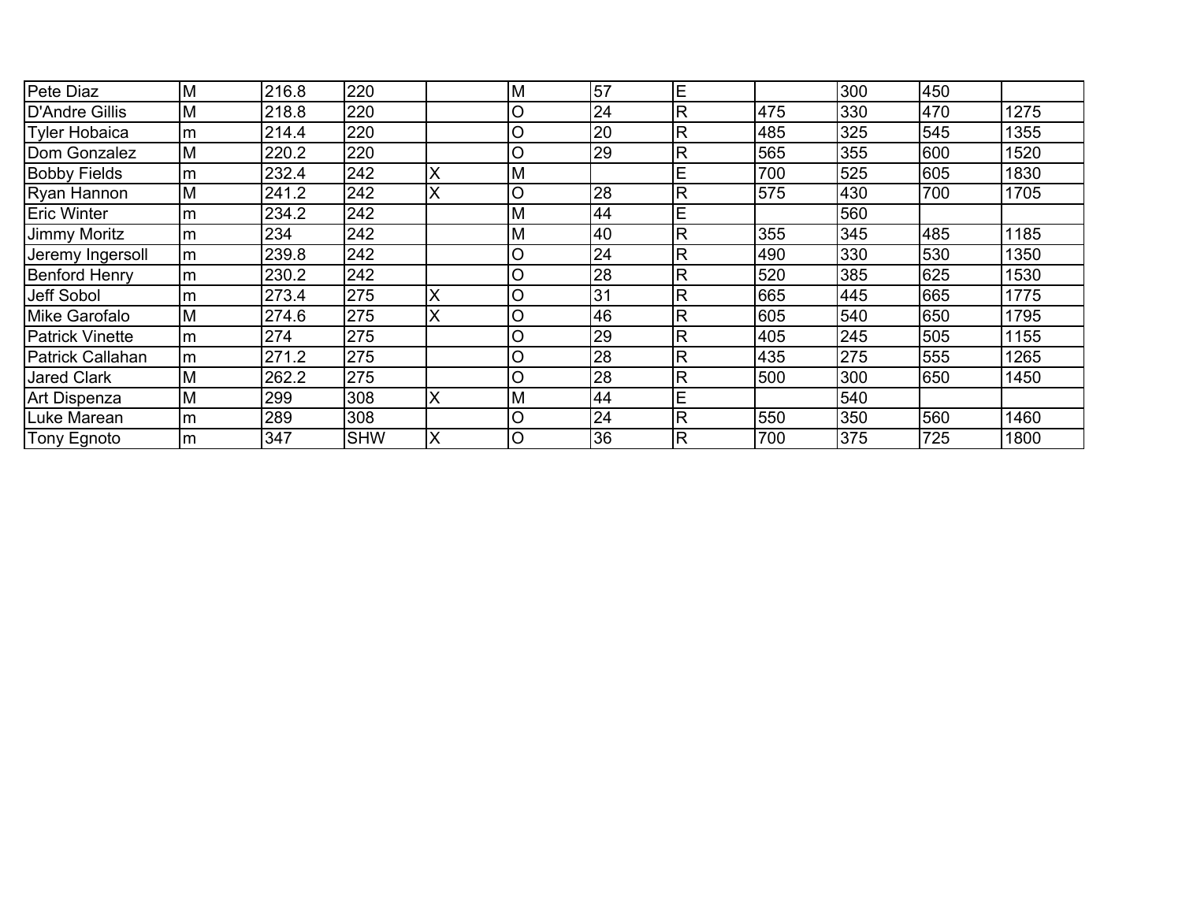| | | | | | | | | | | | |
|---|---|---|---|---|---|---|---|---|---|---|---|
| Pete Diaz | M | 216.8 | 220 | | M | 57 | E | | 300 | 450 | |
| D'Andre Gillis | M | 218.8 | 220 | | O | 24 | R | 475 | 330 | 470 | 1275 |
| Tyler Hobaica | m | 214.4 | 220 | | O | 20 | R | 485 | 325 | 545 | 1355 |
| Dom Gonzalez | M | 220.2 | 220 | | O | 29 | R | 565 | 355 | 600 | 1520 |
| Bobby Fields | m | 232.4 | 242 | X | M | | E | 700 | 525 | 605 | 1830 |
| Ryan Hannon | M | 241.2 | 242 | X | O | 28 | R | 575 | 430 | 700 | 1705 |
| Eric Winter | m | 234.2 | 242 | | M | 44 | E | | 560 | | |
| Jimmy Moritz | m | 234 | 242 | | M | 40 | R | 355 | 345 | 485 | 1185 |
| Jeremy Ingersoll | m | 239.8 | 242 | | O | 24 | R | 490 | 330 | 530 | 1350 |
| Benford Henry | m | 230.2 | 242 | | O | 28 | R | 520 | 385 | 625 | 1530 |
| Jeff Sobol | m | 273.4 | 275 | X | O | 31 | R | 665 | 445 | 665 | 1775 |
| Mike Garofalo | M | 274.6 | 275 | X | O | 46 | R | 605 | 540 | 650 | 1795 |
| Patrick Vinette | m | 274 | 275 | | O | 29 | R | 405 | 245 | 505 | 1155 |
| Patrick Callahan | m | 271.2 | 275 | | O | 28 | R | 435 | 275 | 555 | 1265 |
| Jared Clark | M | 262.2 | 275 | | O | 28 | R | 500 | 300 | 650 | 1450 |
| Art Dispenza | M | 299 | 308 | X | M | 44 | E | | 540 | | |
| Luke Marean | m | 289 | 308 | | O | 24 | R | 550 | 350 | 560 | 1460 |
| Tony Egnoto | m | 347 | SHW | X | O | 36 | R | 700 | 375 | 725 | 1800 |